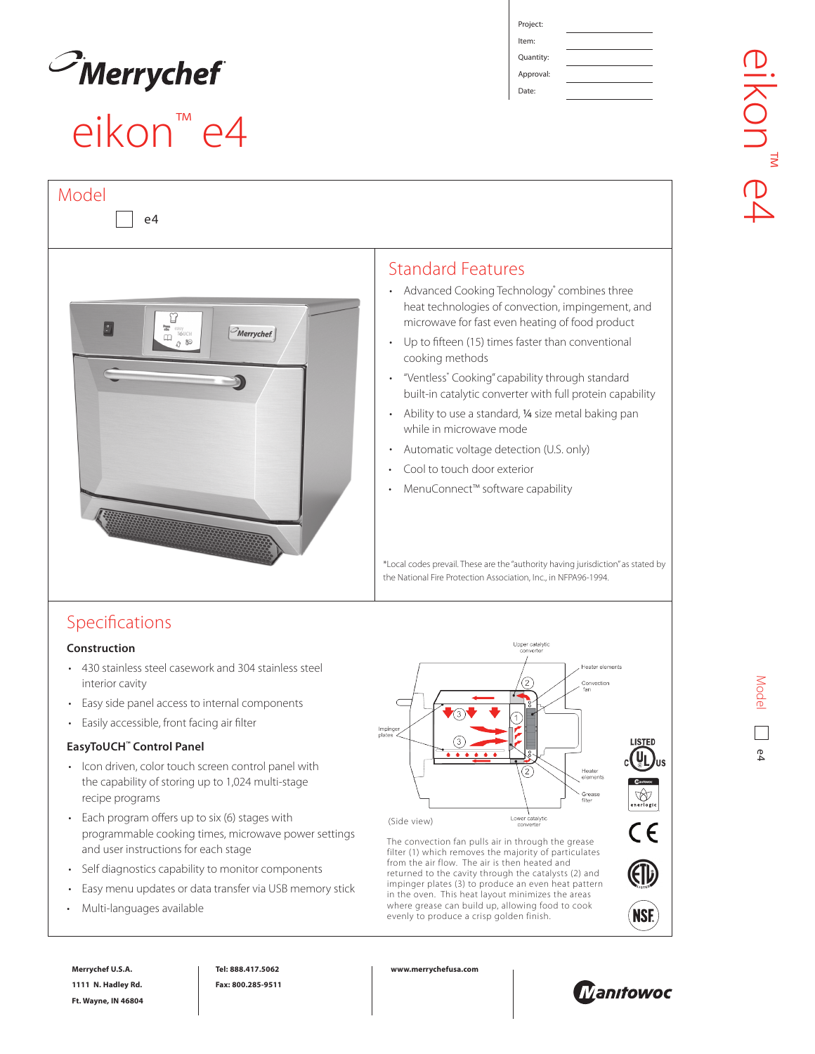# Merrychef

# eikon™ e4

| | |
|---|---|
| Project: | |
| Item: | |
| Quantity: | |
| Approval: | |
| Date: | |

## Model

☐ e4

## Standard Features

- Advanced Cooking Technology* combines three heat technologies of convection, impingement, and microwave for fast even heating of food product
- Up to fifteen (15) times faster than conventional cooking methods
- "Ventless* Cooking" capability through standard built-in catalytic converter with full protein capability
- Ability to use a standard, ¼ size metal baking pan while in microwave mode
- Automatic voltage detection (U.S. only)
- Cool to touch door exterior
- MenuConnect™ software capability

*Local codes prevail. These are the "authority having jurisdiction" as stated by the National Fire Protection Association, Inc., in NFPA96-1994.

## Specifications

### Construction

- 430 stainless steel casework and 304 stainless steel interior cavity
- Easy side panel access to internal components
- Easily accessible, front facing air filter

### EasyToUCH™ Control Panel

- Icon driven, color touch screen control panel with the capability of storing up to 1,024 multi-stage recipe programs
- Each program offers up to six (6) stages with programmable cooking times, microwave power settings and user instructions for each stage
- Self diagnostics capability to monitor components
- Easy menu updates or data transfer via USB memory stick
- Multi-languages available

Upper catalytic converter, Heater elements, Convection fan, Impinger plates, Heater elements, Grease filter, Lower catalytic converter

(Side view)

The convection fan pulls air in through the grease filter (1) which removes the majority of particulates from the air flow. The air is then heated and returned to the cavity through the catalysts (2) and impinger plates (3) to produce an even heat pattern in the oven. This heat layout minimizes the areas where grease can build up, allowing food to cook evenly to produce a crisp golden finish.

Merrychef U.S.A.
1111 N. Hadley Rd.
Ft. Wayne, IN 46804

Tel: 888.417.5062
Fax: 800.285-9511

www.merrychefusa.com

Manitowoc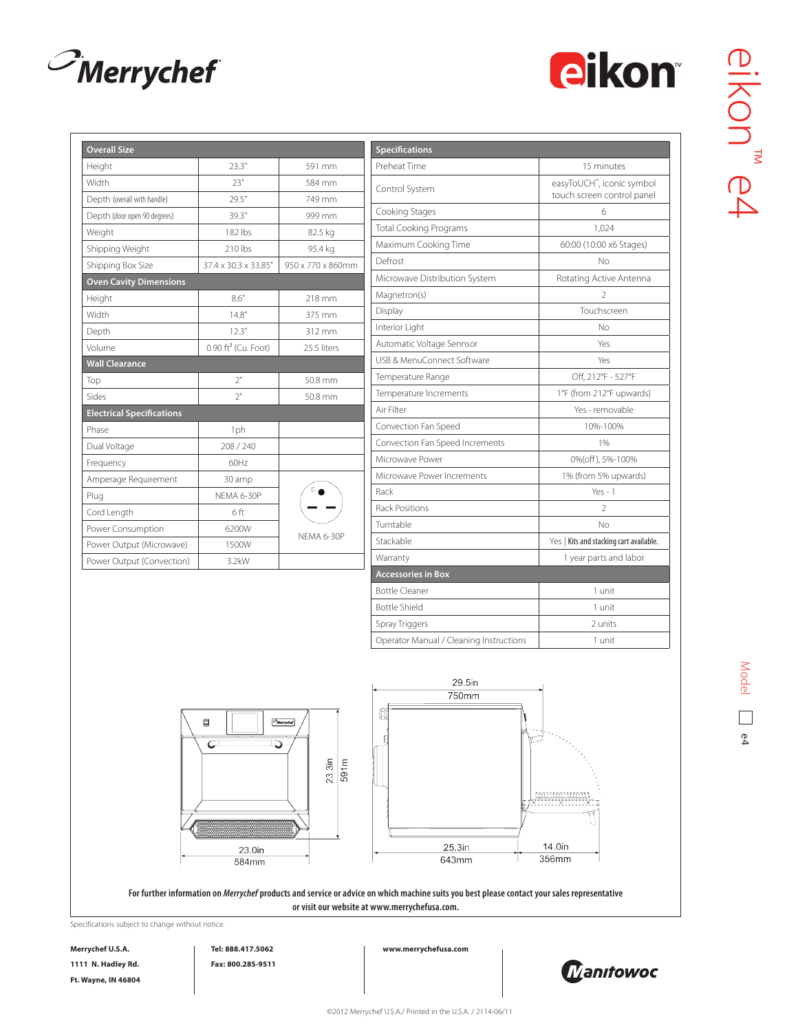Merrychef

eikon™

eikon™ e4

| Overall Size | | |
|---|---|---|
| Height | 23.3" | 591 mm |
| Width | 23" | 584 mm |
| Depth (overall with handle) | 29.5" | 749 mm |
| Depth (door open 90 degrees) | 39.3" | 999 mm |
| Weight | 182 lbs | 82.5 kg |
| Shipping Weight | 210 lbs | 95.4 kg |
| Shipping Box Size | 37.4 x 30.3 x 33.85" | 950 x 770 x 860mm |
| **Oven Cavity Dimensions** | | |
| Height | 8.6" | 218 mm |
| Width | 14.8" | 375 mm |
| Depth | 12.3" | 312 mm |
| Volume | 0.90 ft³ (Cu. Foot) | 25.5 liters |
| **Wall Clearance** | | |
| Top | 2" | 50.8 mm |
| Sides | 2" | 50.8 mm |
| **Electrical Specifications** | | |
| Phase | 1ph | |
| Dual Voltage | 208 / 240 | |
| Frequency | 60Hz | |
| Amperage Requirement | 30 amp | NEMA 6-30P |
| Plug | NEMA 6-30P | |
| Cord Length | 6 ft | |
| Power Consumption | 6200W | |
| Power Output (Microwave) | 1500W | |
| Power Output (Convection) | 3.2kW | |

| Specifications | |
|---|---|
| Preheat Time | 15 minutes |
| Control System | easyToUCH", iconic symbol touch screen control panel |
| Cooking Stages | 6 |
| Total Cooking Programs | 1,024 |
| Maximum Cooking Time | 60:00 (10:00 x6 Stages) |
| Defrost | No |
| Microwave Distribution System | Rotating Active Antenna |
| Magnetron(s) | 2 |
| Display | Touchscreen |
| Interior Light | No |
| Automatic Voltage Sennsor | Yes |
| USB & MenuConnect Software | Yes |
| Temperature Range | Off, 212°F - 527°F |
| Temperature Increments | 1°F (from 212°F upwards) |
| Air Filter | Yes - removable |
| Convection Fan Speed | 10%-100% |
| Convection Fan Speed Increments | 1% |
| Microwave Power | 0%(off), 5%-100% |
| Microwave Power Increments | 1% (from 5% upwards) |
| Rack | Yes - 1 |
| Rack Positions | 2 |
| Turntable | No |
| Stackable | Yes \| Kits and stacking cart available. |
| Warranty | 1 year parts and labor |
| **Accessories in Box** | |
| Bottle Cleaner | 1 unit |
| Bottle Shield | 1 unit |
| Spray Triggers | 2 units |
| Operator Manual / Cleaning Instructions | 1 unit |

23.3in
591m
23.0in
584mm

29.5in
750mm
25.3in
643mm
14.0in
356mm

Model ☐ e4

**For further information on *Merrychef* products and service or advice on which machine suits you best please contact your sales representative or visit our website at www.merrychefusa.com.**

Specifications subject to change without notice.

**Merrychef U.S.A.**
**1111 N. Hadley Rd.**
**Ft. Wayne, IN 46804**

**Tel: 888.417.5062**
**Fax: 800.285-9511**

**www.merrychefusa.com**

Manitowoc

©2012 Merrychef U.S.A./ Printed in the U.S.A. / 2114-06/11